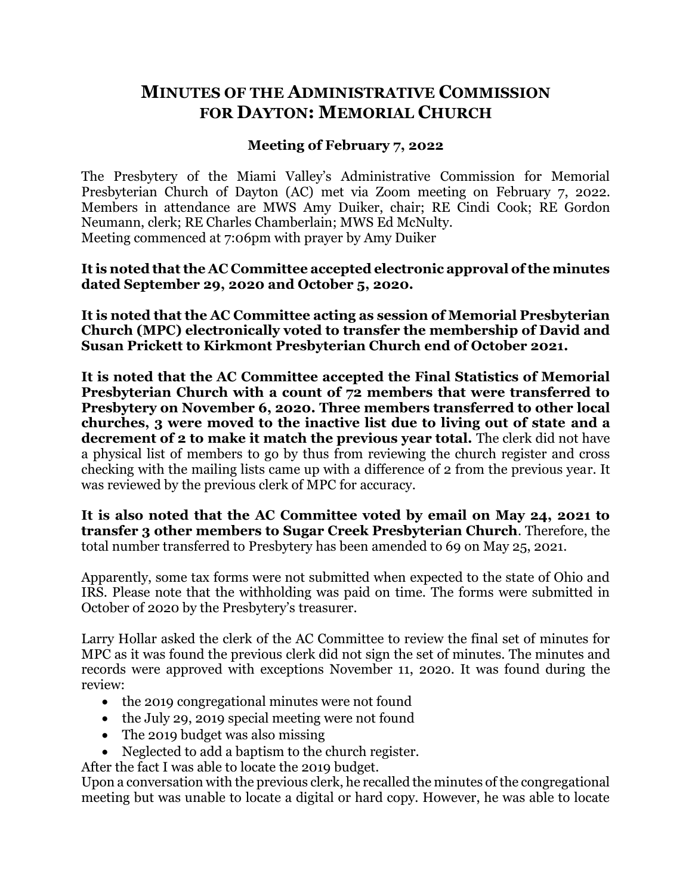# MINUTES OF THE ADMINISTRATIVE COMMISSION FOR DAYTON: MEMORIAL CHURCH

### Meeting of February 7, 2022

The Presbytery of the Miami Valley's Administrative Commission for Memorial Presbyterian Church of Dayton (AC) met via Zoom meeting on February 7, 2022. Members in attendance are MWS Amy Duiker, chair; RE Cindi Cook; RE Gordon Neumann, clerk; RE Charles Chamberlain; MWS Ed McNulty.
Meeting commenced at 7:06pm with prayer by Amy Duiker

**It is noted that the AC Committee accepted electronic approval of the minutes dated September 29, 2020 and October 5, 2020.**

**It is noted that the AC Committee acting as session of Memorial Presbyterian Church (MPC) electronically voted to transfer the membership of David and Susan Prickett to Kirkmont Presbyterian Church end of October 2021.**

**It is noted that the AC Committee accepted the Final Statistics of Memorial Presbyterian Church with a count of 72 members that were transferred to Presbytery on November 6, 2020. Three members transferred to other local churches, 3 were moved to the inactive list due to living out of state and a decrement of 2 to make it match the previous year total.** The clerk did not have a physical list of members to go by thus from reviewing the church register and cross checking with the mailing lists came up with a difference of 2 from the previous year. It was reviewed by the previous clerk of MPC for accuracy.

**It is also noted that the AC Committee voted by email on May 24, 2021 to transfer 3 other members to Sugar Creek Presbyterian Church**. Therefore, the total number transferred to Presbytery has been amended to 69 on May 25, 2021.

Apparently, some tax forms were not submitted when expected to the state of Ohio and IRS. Please note that the withholding was paid on time. The forms were submitted in October of 2020 by the Presbytery's treasurer.

Larry Hollar asked the clerk of the AC Committee to review the final set of minutes for MPC as it was found the previous clerk did not sign the set of minutes. The minutes and records were approved with exceptions November 11, 2020. It was found during the review:

- the 2019 congregational minutes were not found
- the July 29, 2019 special meeting were not found
- The 2019 budget was also missing
- Neglected to add a baptism to the church register.

After the fact I was able to locate the 2019 budget.
Upon a conversation with the previous clerk, he recalled the minutes of the congregational meeting but was unable to locate a digital or hard copy. However, he was able to locate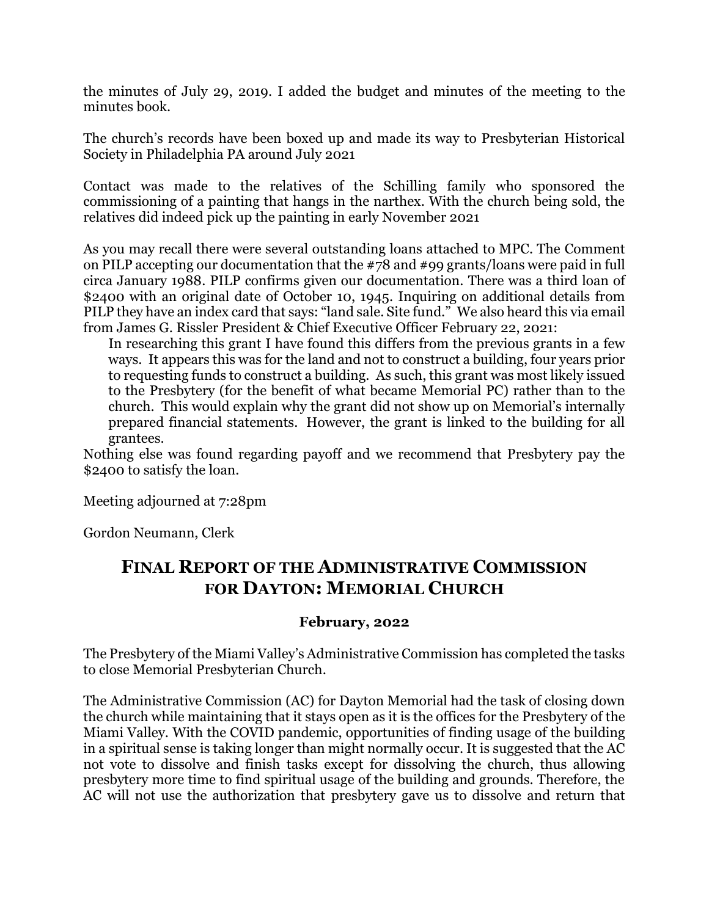the minutes of July 29, 2019. I added the budget and minutes of the meeting to the minutes book.

The church's records have been boxed up and made its way to Presbyterian Historical Society in Philadelphia PA around July 2021

Contact was made to the relatives of the Schilling family who sponsored the commissioning of a painting that hangs in the narthex. With the church being sold, the relatives did indeed pick up the painting in early November 2021

As you may recall there were several outstanding loans attached to MPC. The Comment on PILP accepting our documentation that the #78 and #99 grants/loans were paid in full circa January 1988. PILP confirms given our documentation. There was a third loan of $2400 with an original date of October 10, 1945. Inquiring on additional details from PILP they have an index card that says: "land sale. Site fund." We also heard this via email from James G. Rissler President & Chief Executive Officer February 22, 2021:

> In researching this grant I have found this differs from the previous grants in a few ways. It appears this was for the land and not to construct a building, four years prior to requesting funds to construct a building. As such, this grant was most likely issued to the Presbytery (for the benefit of what became Memorial PC) rather than to the church. This would explain why the grant did not show up on Memorial's internally prepared financial statements. However, the grant is linked to the building for all grantees.

Nothing else was found regarding payoff and we recommend that Presbytery pay the $2400 to satisfy the loan.

Meeting adjourned at 7:28pm

Gordon Neumann, Clerk

## FINAL REPORT OF THE ADMINISTRATIVE COMMISSION FOR DAYTON: MEMORIAL CHURCH

**February, 2022**

The Presbytery of the Miami Valley's Administrative Commission has completed the tasks to close Memorial Presbyterian Church.

The Administrative Commission (AC) for Dayton Memorial had the task of closing down the church while maintaining that it stays open as it is the offices for the Presbytery of the Miami Valley. With the COVID pandemic, opportunities of finding usage of the building in a spiritual sense is taking longer than might normally occur. It is suggested that the AC not vote to dissolve and finish tasks except for dissolving the church, thus allowing presbytery more time to find spiritual usage of the building and grounds. Therefore, the AC will not use the authorization that presbytery gave us to dissolve and return that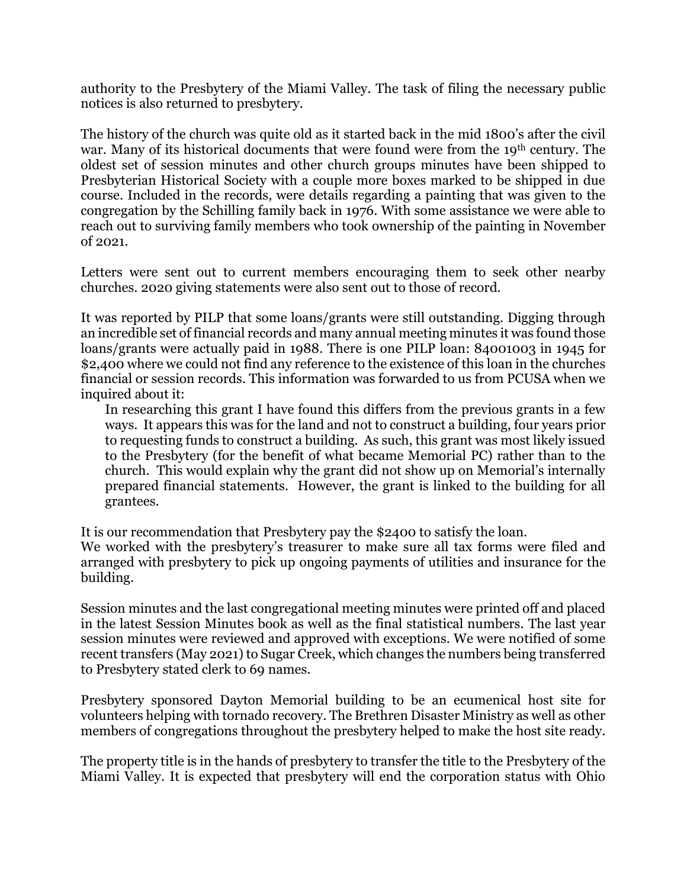authority to the Presbytery of the Miami Valley. The task of filing the necessary public notices is also returned to presbytery.

The history of the church was quite old as it started back in the mid 1800's after the civil war. Many of its historical documents that were found were from the 19th century. The oldest set of session minutes and other church groups minutes have been shipped to Presbyterian Historical Society with a couple more boxes marked to be shipped in due course. Included in the records, were details regarding a painting that was given to the congregation by the Schilling family back in 1976. With some assistance we were able to reach out to surviving family members who took ownership of the painting in November of 2021.

Letters were sent out to current members encouraging them to seek other nearby churches. 2020 giving statements were also sent out to those of record.

It was reported by PILP that some loans/grants were still outstanding. Digging through an incredible set of financial records and many annual meeting minutes it was found those loans/grants were actually paid in 1988. There is one PILP loan: 84001003 in 1945 for $2,400 where we could not find any reference to the existence of this loan in the churches financial or session records. This information was forwarded to us from PCUSA when we inquired about it:

> In researching this grant I have found this differs from the previous grants in a few ways. It appears this was for the land and not to construct a building, four years prior to requesting funds to construct a building. As such, this grant was most likely issued to the Presbytery (for the benefit of what became Memorial PC) rather than to the church. This would explain why the grant did not show up on Memorial's internally prepared financial statements. However, the grant is linked to the building for all grantees.

It is our recommendation that Presbytery pay the $2400 to satisfy the loan.
We worked with the presbytery's treasurer to make sure all tax forms were filed and arranged with presbytery to pick up ongoing payments of utilities and insurance for the building.

Session minutes and the last congregational meeting minutes were printed off and placed in the latest Session Minutes book as well as the final statistical numbers. The last year session minutes were reviewed and approved with exceptions. We were notified of some recent transfers (May 2021) to Sugar Creek, which changes the numbers being transferred to Presbytery stated clerk to 69 names.

Presbytery sponsored Dayton Memorial building to be an ecumenical host site for volunteers helping with tornado recovery. The Brethren Disaster Ministry as well as other members of congregations throughout the presbytery helped to make the host site ready.

The property title is in the hands of presbytery to transfer the title to the Presbytery of the Miami Valley. It is expected that presbytery will end the corporation status with Ohio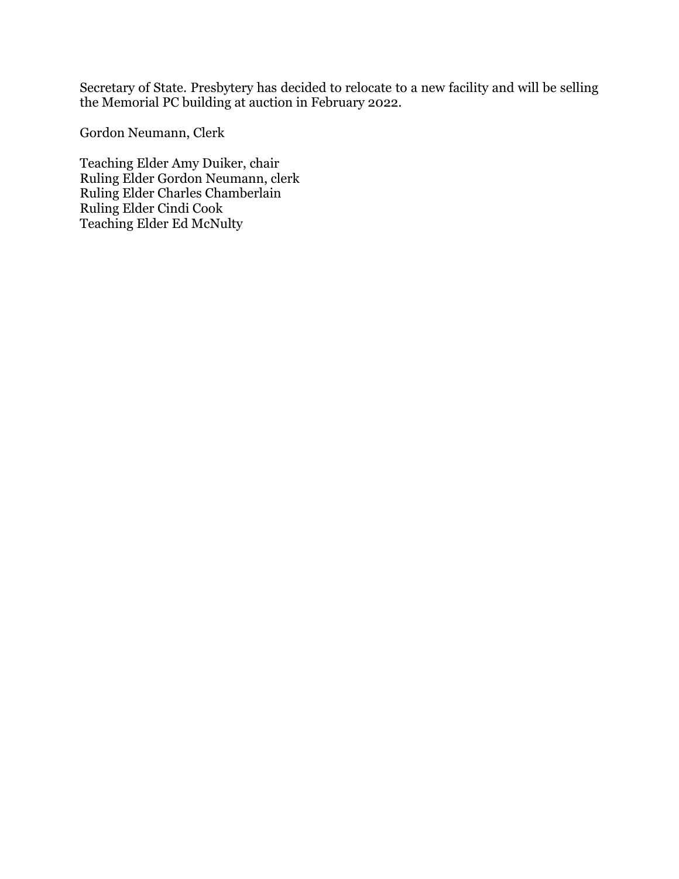Secretary of State. Presbytery has decided to relocate to a new facility and will be selling the Memorial PC building at auction in February 2022.

Gordon Neumann, Clerk

Teaching Elder Amy Duiker, chair
Ruling Elder Gordon Neumann, clerk
Ruling Elder Charles Chamberlain
Ruling Elder Cindi Cook
Teaching Elder Ed McNulty